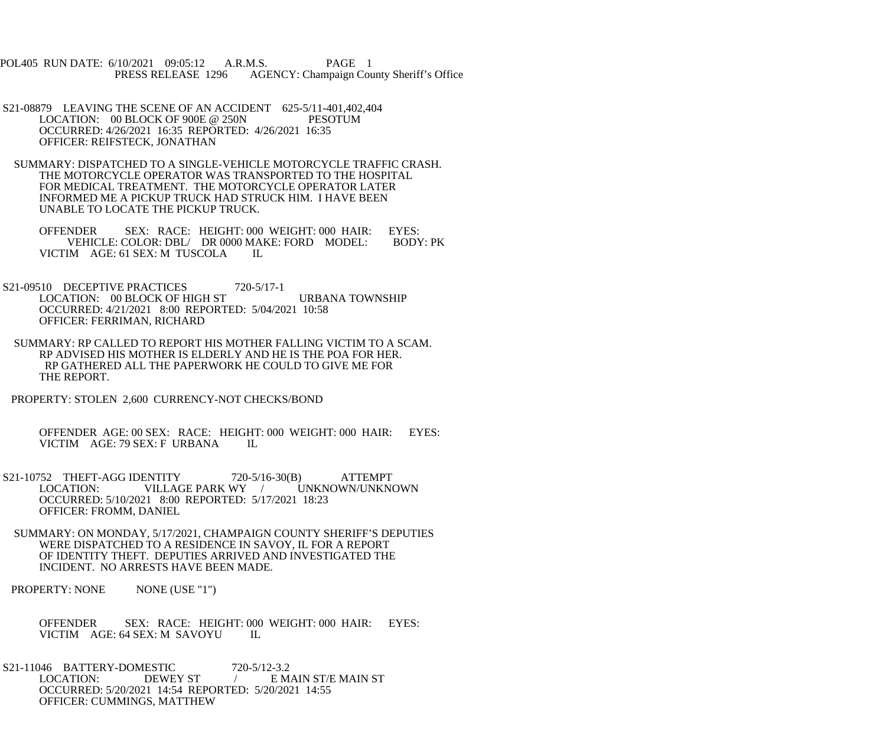POL405 RUN DATE: 6/10/2021 09:05:12 A.R.M.S. PAGE 1
PRESS RELEASE 1296 AGENCY: Champaign County Sheriff's Office

S21-08879 LEAVING THE SCENE OF AN ACCIDENT 625-5/11-401,402,404
LOCATION: 00 BLOCK OF 900E @ 250N PESOTUM
OCCURRED: 4/26/2021 16:35 REPORTED: 4/26/2021 16:35
OFFICER: REIFSTECK, JONATHAN

SUMMARY: DISPATCHED TO A SINGLE-VEHICLE MOTORCYCLE TRAFFIC CRASH. THE MOTORCYCLE OPERATOR WAS TRANSPORTED TO THE HOSPITAL FOR MEDICAL TREATMENT. THE MOTORCYCLE OPERATOR LATER INFORMED ME A PICKUP TRUCK HAD STRUCK HIM. I HAVE BEEN UNABLE TO LOCATE THE PICKUP TRUCK.

OFFENDER SEX: RACE: HEIGHT: 000 WEIGHT: 000 HAIR: EYES:
VEHICLE: COLOR: DBL/ DR 0000 MAKE: FORD MODEL: BODY: PK
VICTIM AGE: 61 SEX: M TUSCOLA IL

S21-09510 DECEPTIVE PRACTICES 720-5/17-1
LOCATION: 00 BLOCK OF HIGH ST URBANA TOWNSHIP
OCCURRED: 4/21/2021 8:00 REPORTED: 5/04/2021 10:58
OFFICER: FERRIMAN, RICHARD

SUMMARY: RP CALLED TO REPORT HIS MOTHER FALLING VICTIM TO A SCAM. RP ADVISED HIS MOTHER IS ELDERLY AND HE IS THE POA FOR HER. RP GATHERED ALL THE PAPERWORK HE COULD TO GIVE ME FOR THE REPORT.

PROPERTY: STOLEN 2,600 CURRENCY-NOT CHECKS/BOND

OFFENDER AGE: 00 SEX: RACE: HEIGHT: 000 WEIGHT: 000 HAIR: EYES:
VICTIM AGE: 79 SEX: F URBANA IL

S21-10752 THEFT-AGG IDENTITY 720-5/16-30(B) ATTEMPT
LOCATION: VILLAGE PARK WY / UNKNOWN/UNKNOWN
OCCURRED: 5/10/2021 8:00 REPORTED: 5/17/2021 18:23
OFFICER: FROMM, DANIEL

SUMMARY: ON MONDAY, 5/17/2021, CHAMPAIGN COUNTY SHERIFF'S DEPUTIES WERE DISPATCHED TO A RESIDENCE IN SAVOY, IL FOR A REPORT OF IDENTITY THEFT. DEPUTIES ARRIVED AND INVESTIGATED THE INCIDENT. NO ARRESTS HAVE BEEN MADE.

PROPERTY: NONE NONE (USE "1")

OFFENDER SEX: RACE: HEIGHT: 000 WEIGHT: 000 HAIR: EYES:
VICTIM AGE: 64 SEX: M SAVOYU IL

S21-11046 BATTERY-DOMESTIC 720-5/12-3.2
LOCATION: DEWEY ST / E MAIN ST/E MAIN ST
OCCURRED: 5/20/2021 14:54 REPORTED: 5/20/2021 14:55
OFFICER: CUMMINGS, MATTHEW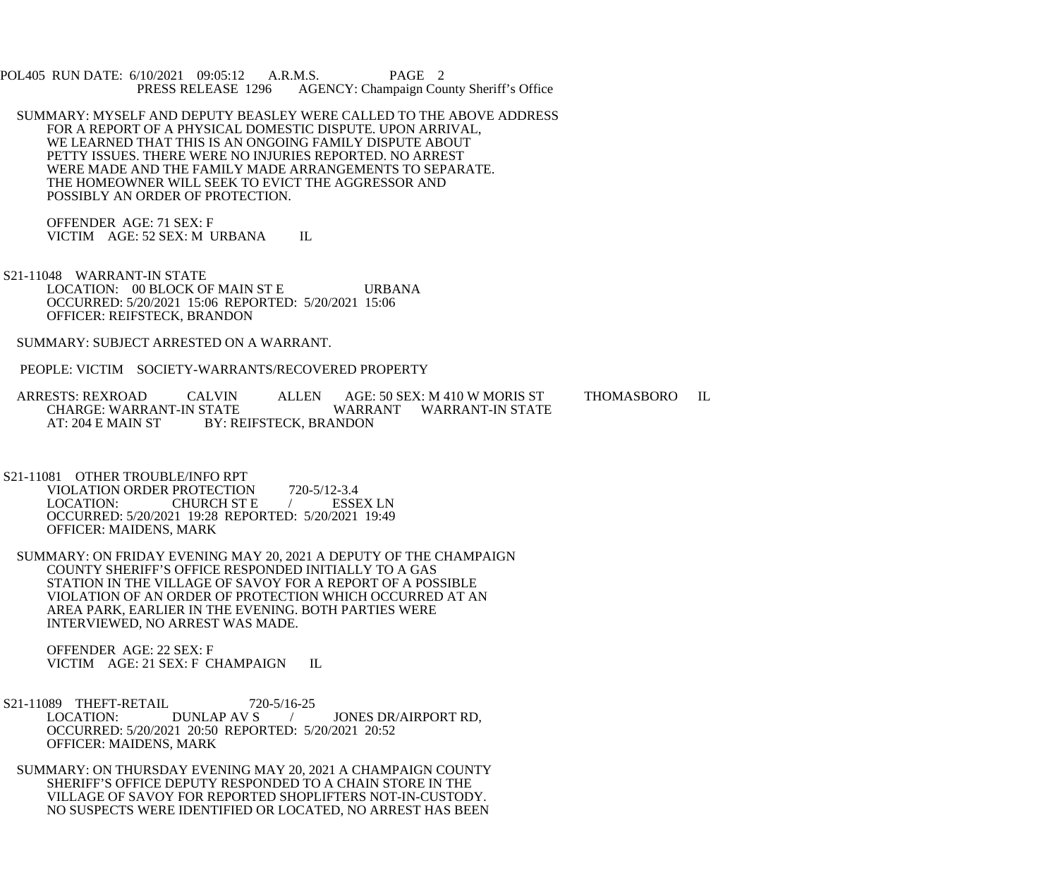SUMMARY: MYSELF AND DEPUTY BEASLEY WERE CALLED TO THE ABOVE ADDRESS FOR A REPORT OF A PHYSICAL DOMESTIC DISPUTE. UPON ARRIVAL, WE LEARNED THAT THIS IS AN ONGOING FAMILY DISPUTE ABOUT PETTY ISSUES. THERE WERE NO INJURIES REPORTED. NO ARREST WERE MADE AND THE FAMILY MADE ARRANGEMENTS TO SEPARATE. THE HOMEOWNER WILL SEEK TO EVICT THE AGGRESSOR AND POSSIBLY AN ORDER OF PROTECTION.

OFFENDER AGE: 71 SEX: F
VICTIM AGE: 52 SEX: M URBANA IL

S21-11048 WARRANT-IN STATE
LOCATION: 00 BLOCK OF MAIN ST E URBANA
OCCURRED: 5/20/2021 15:06 REPORTED: 5/20/2021 15:06
OFFICER: REIFSTECK, BRANDON

SUMMARY: SUBJECT ARRESTED ON A WARRANT.

PEOPLE: VICTIM SOCIETY-WARRANTS/RECOVERED PROPERTY

ARRESTS: REXROAD CALVIN ALLEN AGE: 50 SEX: M 410 W MORIS ST THOMASBORO IL
CHARGE: WARRANT-IN STATE WARRANT WARRANT-IN STATE
AT: 204 E MAIN ST BY: REIFSTECK, BRANDON

S21-11081 OTHER TROUBLE/INFO RPT
VIOLATION ORDER PROTECTION 720-5/12-3.4
LOCATION: CHURCH ST E / ESSEX LN
OCCURRED: 5/20/2021 19:28 REPORTED: 5/20/2021 19:49
OFFICER: MAIDENS, MARK

SUMMARY: ON FRIDAY EVENING MAY 20, 2021 A DEPUTY OF THE CHAMPAIGN COUNTY SHERIFF'S OFFICE RESPONDED INITIALLY TO A GAS STATION IN THE VILLAGE OF SAVOY FOR A REPORT OF A POSSIBLE VIOLATION OF AN ORDER OF PROTECTION WHICH OCCURRED AT AN AREA PARK, EARLIER IN THE EVENING. BOTH PARTIES WERE INTERVIEWED, NO ARREST WAS MADE.

OFFENDER AGE: 22 SEX: F
VICTIM AGE: 21 SEX: F CHAMPAIGN IL

S21-11089 THEFT-RETAIL 720-5/16-25
LOCATION: DUNLAP AV S / JONES DR/AIRPORT RD,
OCCURRED: 5/20/2021 20:50 REPORTED: 5/20/2021 20:52
OFFICER: MAIDENS, MARK

SUMMARY: ON THURSDAY EVENING MAY 20, 2021 A CHAMPAIGN COUNTY SHERIFF'S OFFICE DEPUTY RESPONDED TO A CHAIN STORE IN THE VILLAGE OF SAVOY FOR REPORTED SHOPLIFTERS NOT-IN-CUSTODY. NO SUSPECTS WERE IDENTIFIED OR LOCATED, NO ARREST HAS BEEN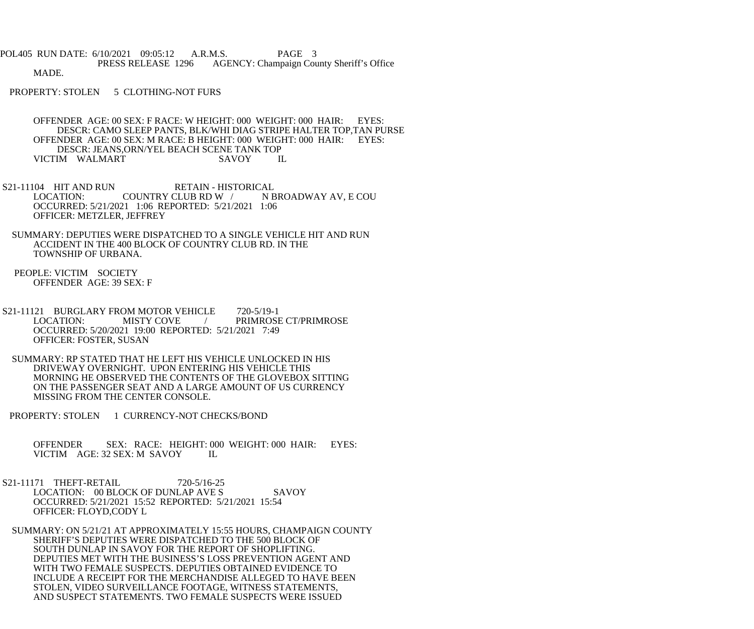MADE.

PROPERTY: STOLEN 5 CLOTHING-NOT FURS

OFFENDER AGE: 00 SEX: F RACE: W HEIGHT: 000 WEIGHT: 000 HAIR: EYES:
DESCR: CAMO SLEEP PANTS, BLK/WHI DIAG STRIPE HALTER TOP,TAN PURSE
OFFENDER AGE: 00 SEX: M RACE: B HEIGHT: 000 WEIGHT: 000 HAIR: EYES:
DESCR: JEANS,ORN/YEL BEACH SCENE TANK TOP
VICTIM WALMART SAVOY IL

S21-11104 HIT AND RUN RETAIN - HISTORICAL
LOCATION: COUNTRY CLUB RD W / N BROADWAY AV, E COU
OCCURRED: 5/21/2021 1:06 REPORTED: 5/21/2021 1:06
OFFICER: METZLER, JEFFREY

SUMMARY: DEPUTIES WERE DISPATCHED TO A SINGLE VEHICLE HIT AND RUN ACCIDENT IN THE 400 BLOCK OF COUNTRY CLUB RD. IN THE TOWNSHIP OF URBANA.

PEOPLE: VICTIM SOCIETY
OFFENDER AGE: 39 SEX: F

S21-11121 BURGLARY FROM MOTOR VEHICLE 720-5/19-1
LOCATION: MISTY COVE / PRIMROSE CT/PRIMROSE
OCCURRED: 5/20/2021 19:00 REPORTED: 5/21/2021 7:49
OFFICER: FOSTER, SUSAN

SUMMARY: RP STATED THAT HE LEFT HIS VEHICLE UNLOCKED IN HIS DRIVEWAY OVERNIGHT. UPON ENTERING HIS VEHICLE THIS MORNING HE OBSERVED THE CONTENTS OF THE GLOVEBOX SITTING ON THE PASSENGER SEAT AND A LARGE AMOUNT OF US CURRENCY MISSING FROM THE CENTER CONSOLE.

PROPERTY: STOLEN 1 CURRENCY-NOT CHECKS/BOND

OFFENDER SEX: RACE: HEIGHT: 000 WEIGHT: 000 HAIR: EYES:
VICTIM AGE: 32 SEX: M SAVOY IL

S21-11171 THEFT-RETAIL 720-5/16-25
LOCATION: 00 BLOCK OF DUNLAP AVE S SAVOY
OCCURRED: 5/21/2021 15:52 REPORTED: 5/21/2021 15:54
OFFICER: FLOYD,CODY L

SUMMARY: ON 5/21/21 AT APPROXIMATELY 15:55 HOURS, CHAMPAIGN COUNTY SHERIFF'S DEPUTIES WERE DISPATCHED TO THE 500 BLOCK OF SOUTH DUNLAP IN SAVOY FOR THE REPORT OF SHOPLIFTING. DEPUTIES MET WITH THE BUSINESS'S LOSS PREVENTION AGENT AND WITH TWO FEMALE SUSPECTS. DEPUTIES OBTAINED EVIDENCE TO INCLUDE A RECEIPT FOR THE MERCHANDISE ALLEGED TO HAVE BEEN STOLEN, VIDEO SURVEILLANCE FOOTAGE, WITNESS STATEMENTS, AND SUSPECT STATEMENTS. TWO FEMALE SUSPECTS WERE ISSUED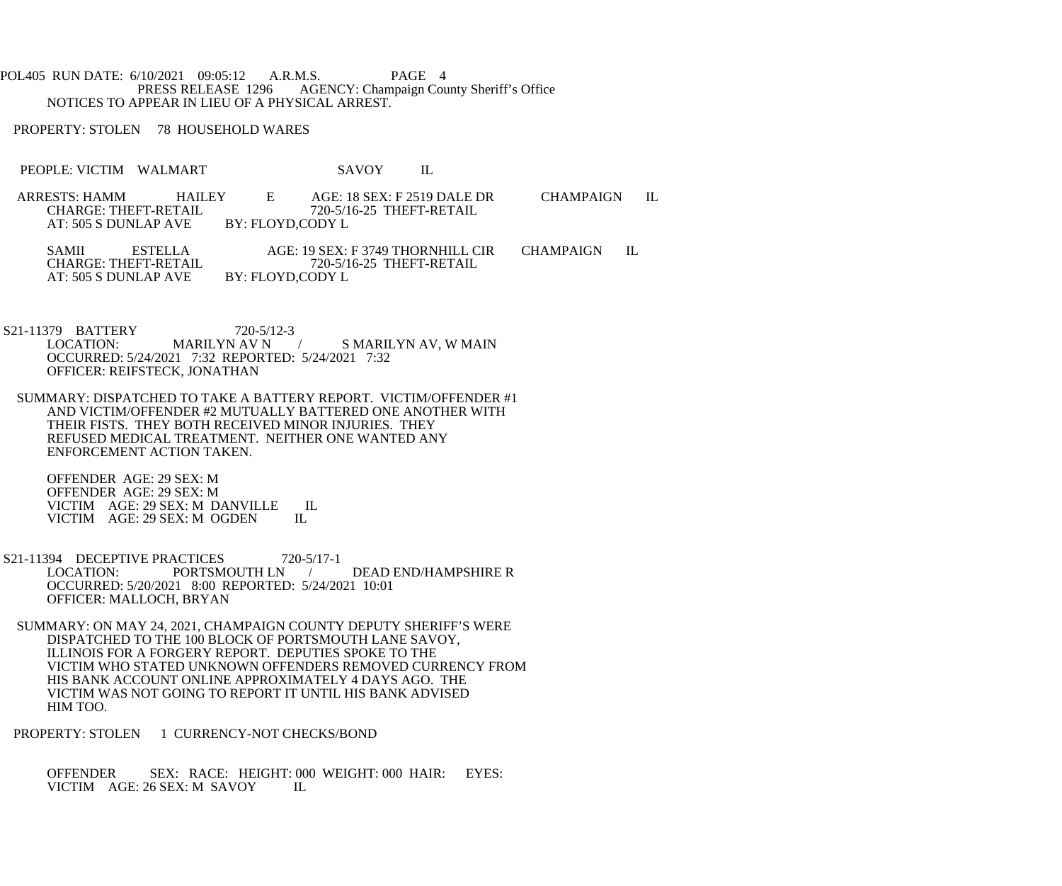NOTICES TO APPEAR IN LIEU OF A PHYSICAL ARREST.

PROPERTY: STOLEN 78 HOUSEHOLD WARES

PEOPLE: VICTIM WALMART SAVOY IL

ARRESTS: HAMM HAILEY E AGE: 18 SEX: F 2519 DALE DR CHAMPAIGN IL
CHARGE: THEFT-RETAIL 720-5/16-25 THEFT-RETAIL
AT: 505 S DUNLAP AVE BY: FLOYD,CODY L

SAMII ESTELLA AGE: 19 SEX: F 3749 THORNHILL CIR CHAMPAIGN IL
CHARGE: THEFT-RETAIL 720-5/16-25 THEFT-RETAIL
AT: 505 S DUNLAP AVE BY: FLOYD,CODY L

S21-11379 BATTERY 720-5/12-3
LOCATION: MARILYN AV N / S MARILYN AV, W MAIN
OCCURRED: 5/24/2021 7:32 REPORTED: 5/24/2021 7:32
OFFICER: REIFSTECK, JONATHAN

SUMMARY: DISPATCHED TO TAKE A BATTERY REPORT. VICTIM/OFFENDER #1 AND VICTIM/OFFENDER #2 MUTUALLY BATTERED ONE ANOTHER WITH THEIR FISTS. THEY BOTH RECEIVED MINOR INJURIES. THEY REFUSED MEDICAL TREATMENT. NEITHER ONE WANTED ANY ENFORCEMENT ACTION TAKEN.

OFFENDER AGE: 29 SEX: M
OFFENDER AGE: 29 SEX: M
VICTIM AGE: 29 SEX: M DANVILLE IL
VICTIM AGE: 29 SEX: M OGDEN IL

S21-11394 DECEPTIVE PRACTICES 720-5/17-1
LOCATION: PORTSMOUTH LN / DEAD END/HAMPSHIRE R
OCCURRED: 5/20/2021 8:00 REPORTED: 5/24/2021 10:01
OFFICER: MALLOCH, BRYAN

SUMMARY: ON MAY 24, 2021, CHAMPAIGN COUNTY DEPUTY SHERIFF'S WERE DISPATCHED TO THE 100 BLOCK OF PORTSMOUTH LANE SAVOY, ILLINOIS FOR A FORGERY REPORT. DEPUTIES SPOKE TO THE VICTIM WHO STATED UNKNOWN OFFENDERS REMOVED CURRENCY FROM HIS BANK ACCOUNT ONLINE APPROXIMATELY 4 DAYS AGO. THE VICTIM WAS NOT GOING TO REPORT IT UNTIL HIS BANK ADVISED HIM TOO.

PROPERTY: STOLEN 1 CURRENCY-NOT CHECKS/BOND

OFFENDER SEX: RACE: HEIGHT: 000 WEIGHT: 000 HAIR: EYES:
VICTIM AGE: 26 SEX: M SAVOY IL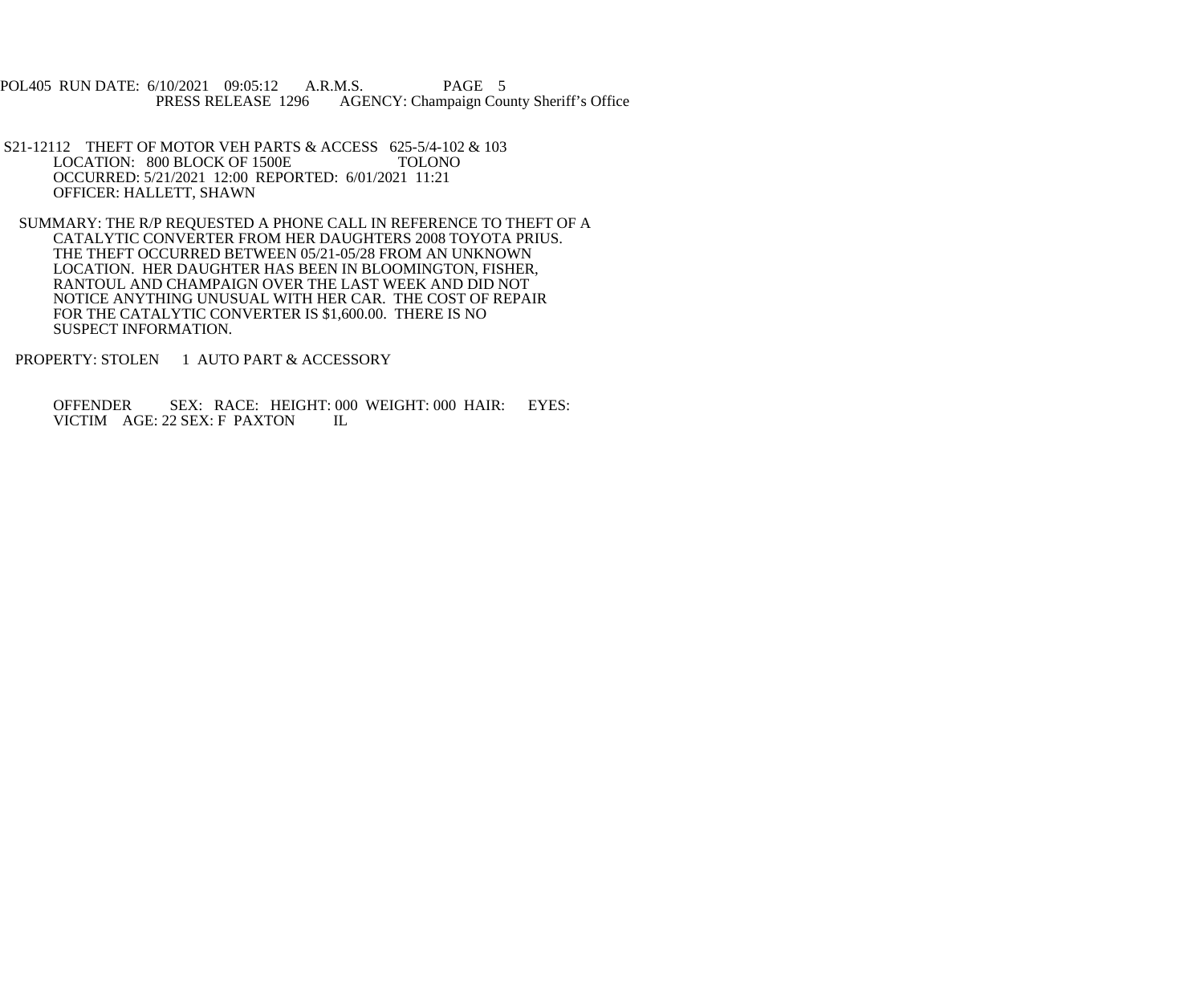S21-12112 THEFT OF MOTOR VEH PARTS & ACCESS 625-5/4-102 & 103
LOCATION: 800 BLOCK OF 1500E TOLONO
OCCURRED: 5/21/2021 12:00 REPORTED: 6/01/2021 11:21
OFFICER: HALLETT, SHAWN

SUMMARY: THE R/P REQUESTED A PHONE CALL IN REFERENCE TO THEFT OF A CATALYTIC CONVERTER FROM HER DAUGHTERS 2008 TOYOTA PRIUS. THE THEFT OCCURRED BETWEEN 05/21-05/28 FROM AN UNKNOWN LOCATION. HER DAUGHTER HAS BEEN IN BLOOMINGTON, FISHER, RANTOUL AND CHAMPAIGN OVER THE LAST WEEK AND DID NOT NOTICE ANYTHING UNUSUAL WITH HER CAR. THE COST OF REPAIR FOR THE CATALYTIC CONVERTER IS $1,600.00. THERE IS NO SUSPECT INFORMATION.

PROPERTY: STOLEN 1 AUTO PART & ACCESSORY

OFFENDER SEX: RACE: HEIGHT: 000 WEIGHT: 000 HAIR: EYES:
VICTIM AGE: 22 SEX: F PAXTON IL